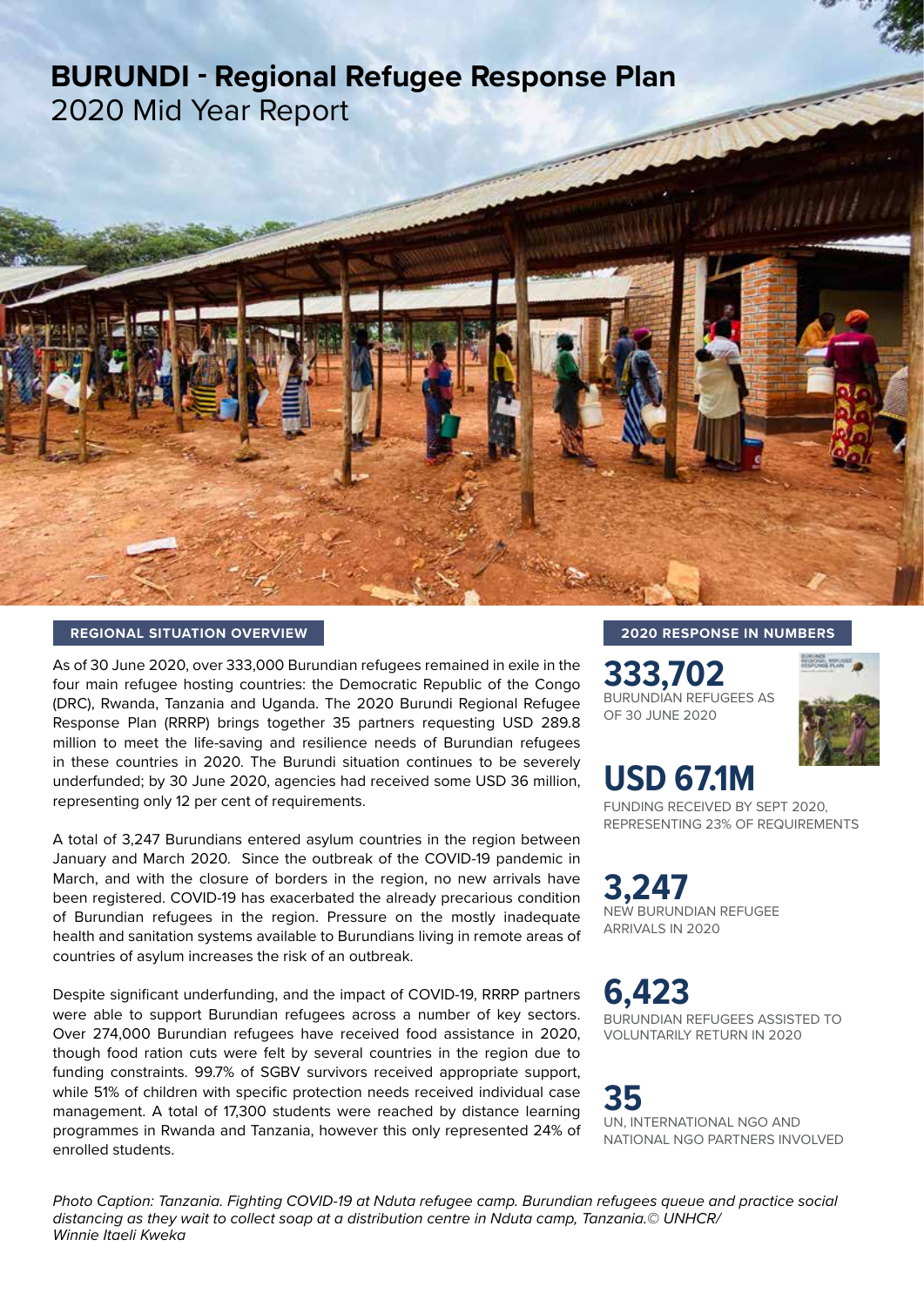# BURUNDI - Regional Refugee Response Plan

2020 Mid Year Report

## REGIONAL SITUATION OVERVIEW

As of 30 June 2020, over 333,000 Burundian refugees remained in exile in the four main refugee hosting countries: the Democratic Republic of the Congo (DRC), Rwanda, Tanzania and Uganda. The 2020 Burundi Regional Refugee Response Plan (RRRP) brings together 35 partners requesting USD 289.8 million to meet the life-saving and resilience needs of Burundian refugees in these countries in 2020. The Burundi situation continues to be severely underfunded; by 30 June 2020, agencies had received some USD 36 million, representing only 12 per cent of requirements.

A total of 3,247 Burundians entered asylum countries in the region between January and March 2020. Since the outbreak of the COVID-19 pandemic in March, and with the closure of borders in the region, no new arrivals have been registered. COVID-19 has exacerbated the already precarious condition of Burundian refugees in the region. Pressure on the mostly inadequate health and sanitation systems available to Burundians living in remote areas of countries of asylum increases the risk of an outbreak.

Despite significant underfunding, and the impact of COVID-19, RRRP partners were able to support Burundian refugees across a number of key sectors. Over 274,000 Burundian refugees have received food assistance in 2020, though food ration cuts were felt by several countries in the region due to funding constraints. 99.7% of SGBV survivors received appropriate support, while 51% of children with specific protection needs received individual case management. A total of 17,300 students were reached by distance learning programmes in Rwanda and Tanzania, however this only represented 24% of enrolled students.

## 2020 RESPONSE IN NUMBERS

**333,702**
BURUNDIAN REFUGEES AS OF 30 JUNE 2020

**USD 67.1M**
FUNDING RECEIVED BY SEPT 2020, REPRESENTING 23% OF REQUIREMENTS

**3,247**
NEW BURUNDIAN REFUGEE ARRIVALS IN 2020

**6,423**
BURUNDIAN REFUGEES ASSISTED TO VOLUNTARILY RETURN IN 2020

**35**
UN, INTERNATIONAL NGO AND NATIONAL NGO PARTNERS INVOLVED

*Photo Caption: Tanzania. Fighting COVID-19 at Nduta refugee camp. Burundian refugees queue and practice social distancing as they wait to collect soap at a distribution centre in Nduta camp, Tanzania.© UNHCR/ Winnie Itaeli Kweka*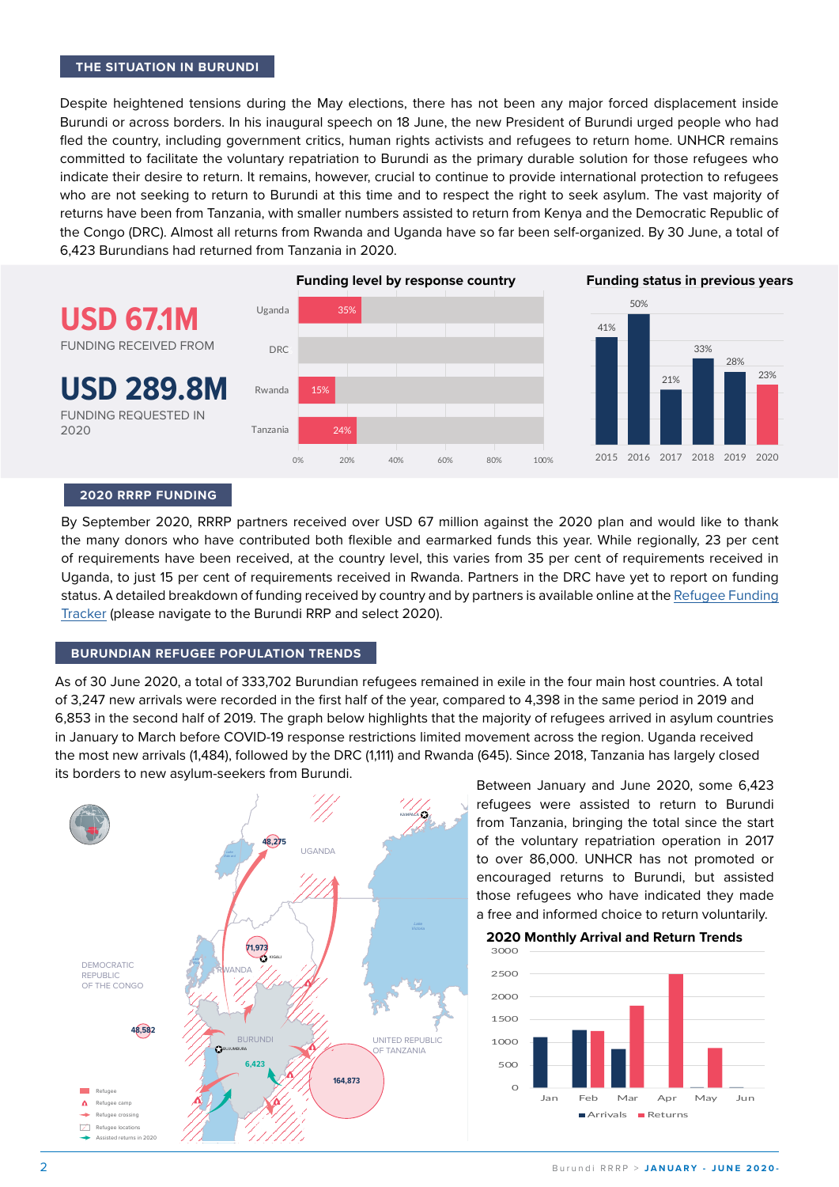## THE SITUATION IN BURUNDI

Despite heightened tensions during the May elections, there has not been any major forced displacement inside Burundi or across borders. In his inaugural speech on 18 June, the new President of Burundi urged people who had fled the country, including government critics, human rights activists and refugees to return home. UNHCR remains committed to facilitate the voluntary repatriation to Burundi as the primary durable solution for those refugees who indicate their desire to return. It remains, however, crucial to continue to provide international protection to refugees who are not seeking to return to Burundi at this time and to respect the right to seek asylum. The vast majority of returns have been from Tanzania, with smaller numbers assisted to return from Kenya and the Democratic Republic of the Congo (DRC). Almost all returns from Rwanda and Uganda have so far been self-organized. By 30 June, a total of 6,423 Burundians had returned from Tanzania in 2020.

**USD 67.1M**
FUNDING RECEIVED FROM

**USD 289.8M**
FUNDING REQUESTED IN 2020

**Funding level by response country**

| Country | Funding level |
|---|---|
| Uganda | 35% |
| DRC | |
| Rwanda | 15% |
| Tanzania | 24% |

**Funding status in previous years**

| Year | Funding |
|---|---|
| 2015 | 41% |
| 2016 | 50% |
| 2017 | 21% |
| 2018 | 33% |
| 2019 | 28% |
| 2020 | 23% |

## 2020 RRRP FUNDING

By September 2020, RRRP partners received over USD 67 million against the 2020 plan and would like to thank the many donors who have contributed both flexible and earmarked funds this year. While regionally, 23 per cent of requirements have been received, at the country level, this varies from 35 per cent of requirements received in Uganda, to just 15 per cent of requirements received in Rwanda. Partners in the DRC have yet to report on funding status. A detailed breakdown of funding received by country and by partners is available online at the Refugee Funding Tracker (please navigate to the Burundi RRP and select 2020).

## BURUNDIAN REFUGEE POPULATION TRENDS

As of 30 June 2020, a total of 333,702 Burundian refugees remained in exile in the four main host countries. A total of 3,247 new arrivals were recorded in the first half of the year, compared to 4,398 in the same period in 2019 and 6,853 in the second half of 2019. The graph below highlights that the majority of refugees arrived in asylum countries in January to March before COVID-19 response restrictions limited movement across the region. Uganda received the most new arrivals (1,484), followed by the DRC (1,111) and Rwanda (645). Since 2018, Tanzania has largely closed its borders to new asylum-seekers from Burundi.

Map labels: Uganda 48,275; Rwanda 71,973; Democratic Republic of the Congo 48,582; United Republic of Tanzania 164,873; Burundi 6,423 (assisted returns in 2020). Legend: Refugee; Refugee camp; Refugee crossing; Refugee locations; Assisted returns in 2020.

Between January and June 2020, some 6,423 refugees were assisted to return to Burundi from Tanzania, bringing the total since the start of the voluntary repatriation operation in 2017 to over 86,000. UNHCR has not promoted or encouraged returns to Burundi, but assisted those refugees who have indicated they made a free and informed choice to return voluntarily.

**2020 Monthly Arrival and Return Trends**

| Month | Arrivals (approx.) | Returns (approx.) |
|---|---|---|
| Jan | 1,100 | |
| Feb | 1,250 | 1,230 |
| Mar | 850 | 1,800 |
| Apr | | 2,480 |
| May | | 870 |
| Jun | | |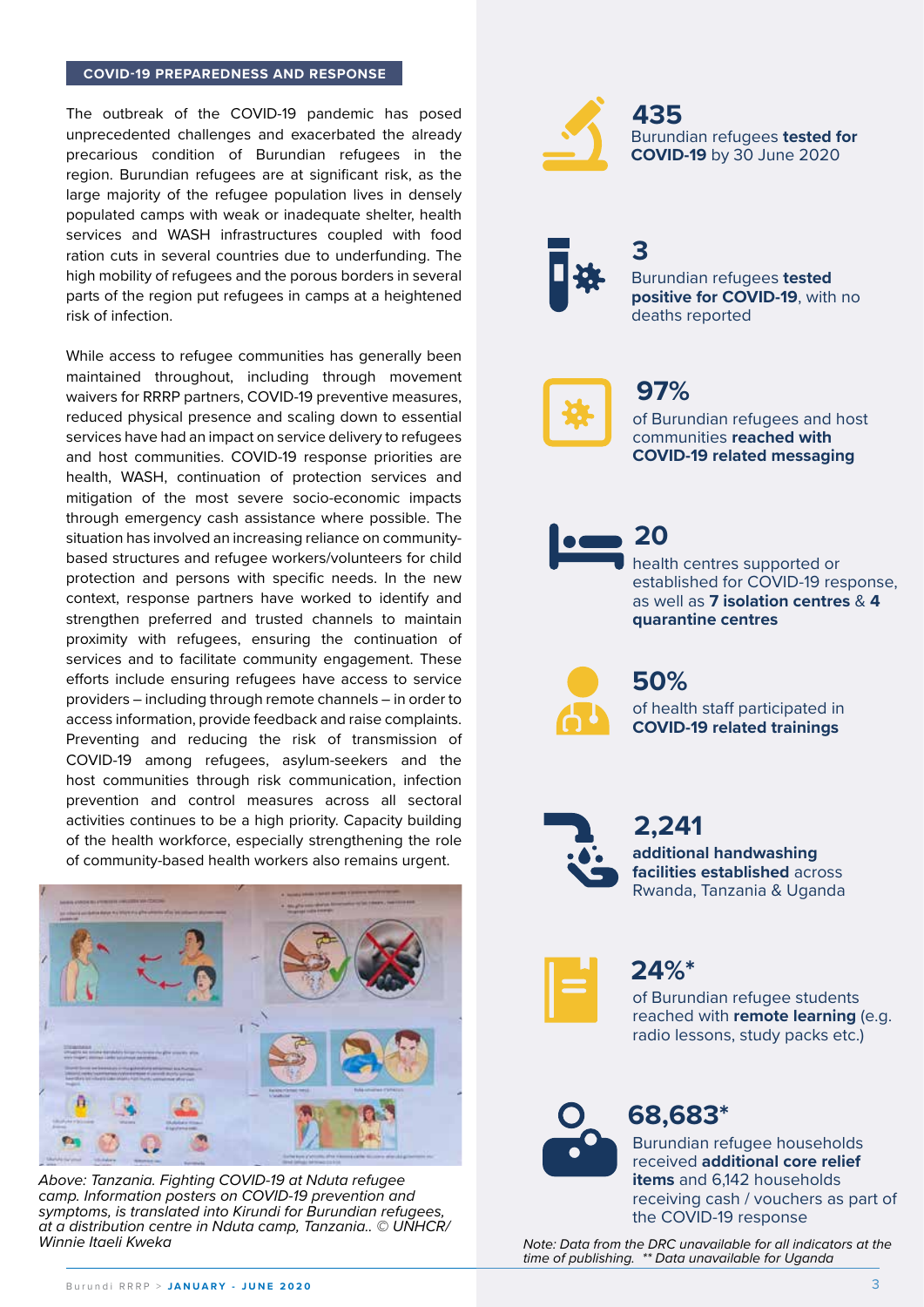## COVID-19 PREPAREDNESS AND RESPONSE

The outbreak of the COVID-19 pandemic has posed unprecedented challenges and exacerbated the already precarious condition of Burundian refugees in the region. Burundian refugees are at significant risk, as the large majority of the refugee population lives in densely populated camps with weak or inadequate shelter, health services and WASH infrastructures coupled with food ration cuts in several countries due to underfunding. The high mobility of refugees and the porous borders in several parts of the region put refugees in camps at a heightened risk of infection.

While access to refugee communities has generally been maintained throughout, including through movement waivers for RRRP partners, COVID-19 preventive measures, reduced physical presence and scaling down to essential services have had an impact on service delivery to refugees and host communities. COVID-19 response priorities are health, WASH, continuation of protection services and mitigation of the most severe socio-economic impacts through emergency cash assistance where possible. The situation has involved an increasing reliance on community-based structures and refugee workers/volunteers for child protection and persons with specific needs. In the new context, response partners have worked to identify and strengthen preferred and trusted channels to maintain proximity with refugees, ensuring the continuation of services and to facilitate community engagement. These efforts include ensuring refugees have access to service providers – including through remote channels – in order to access information, provide feedback and raise complaints. Preventing and reducing the risk of transmission of COVID-19 among refugees, asylum-seekers and the host communities through risk communication, infection prevention and control measures across all sectoral activities continues to be a high priority. Capacity building of the health workforce, especially strengthening the role of community-based health workers also remains urgent.

*Above: Tanzania. Fighting COVID-19 at Nduta refugee camp. Information posters on COVID-19 prevention and symptoms, is translated into Kirundi for Burundian refugees, at a distribution centre in Nduta camp, Tanzania.. © UNHCR/ Winnie Itaeli Kweka*

**435**
Burundian refugees **tested for COVID-19** by 30 June 2020

**3**
Burundian refugees **tested positive for COVID-19**, with no deaths reported

**97%**
of Burundian refugees and host communities **reached with COVID-19 related messaging**

**20**
health centres supported or established for COVID-19 response, as well as **7 isolation centres** & **4 quarantine centres**

**50%**
of health staff participated in **COVID-19 related trainings**

**2,241**
**additional handwashing facilities established** across Rwanda, Tanzania & Uganda

**24%***
of Burundian refugee students reached with **remote learning** (e.g. radio lessons, study packs etc.)

**68,683***
Burundian refugee households received **additional core relief items** and 6,142 households receiving cash / vouchers as part of the COVID-19 response

*Note: Data from the DRC unavailable for all indicators at the time of publishing. ** Data unavailable for Uganda*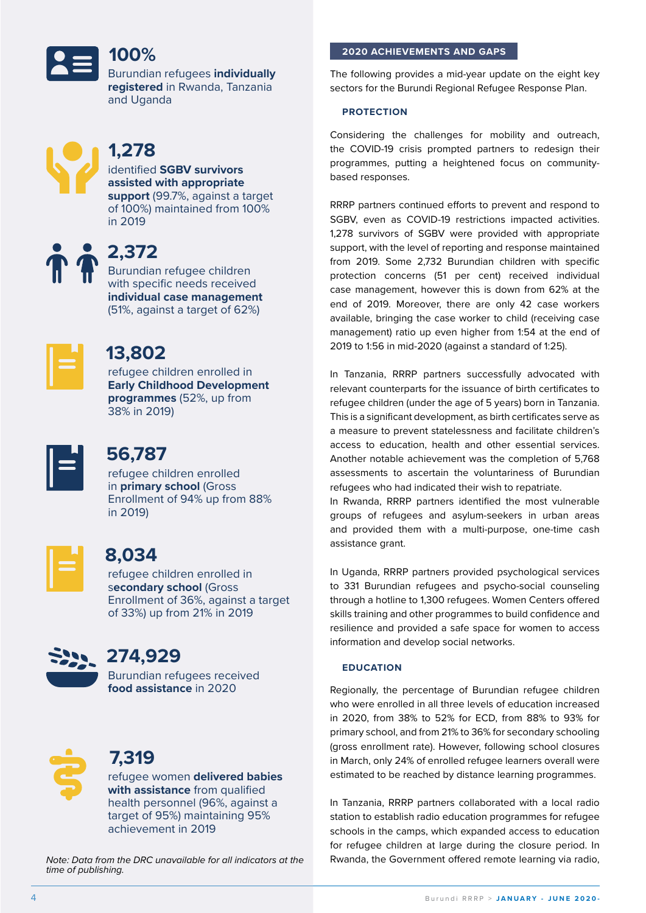**100%**
Burundian refugees **individually registered** in Rwanda, Tanzania and Uganda

**1,278**
identified **SGBV survivors assisted with appropriate support** (99.7%, against a target of 100%) maintained from 100% in 2019

**2,372**
Burundian refugee children with specific needs received **individual case management** (51%, against a target of 62%)

**13,802**
refugee children enrolled in **Early Childhood Development programmes** (52%, up from 38% in 2019)

**56,787**
refugee children enrolled in **primary school** (Gross Enrollment of 94% up from 88% in 2019)

**8,034**
refugee children enrolled in s**econdary school** (Gross Enrollment of 36%, against a target of 33%) up from 21% in 2019

**274,929**
Burundian refugees received **food assistance** in 2020

**7,319**
refugee women **delivered babies with assistance** from qualified health personnel (96%, against a target of 95%) maintaining 95% achievement in 2019

*Note: Data from the DRC unavailable for all indicators at the time of publishing.*

## 2020 ACHIEVEMENTS AND GAPS

The following provides a mid-year update on the eight key sectors for the Burundi Regional Refugee Response Plan.

### PROTECTION

Considering the challenges for mobility and outreach, the COVID-19 crisis prompted partners to redesign their programmes, putting a heightened focus on community-based responses.

RRRP partners continued efforts to prevent and respond to SGBV, even as COVID-19 restrictions impacted activities. 1,278 survivors of SGBV were provided with appropriate support, with the level of reporting and response maintained from 2019. Some 2,732 Burundian children with specific protection concerns (51 per cent) received individual case management, however this is down from 62% at the end of 2019. Moreover, there are only 42 case workers available, bringing the case worker to child (receiving case management) ratio up even higher from 1:54 at the end of 2019 to 1:56 in mid-2020 (against a standard of 1:25).

In Tanzania, RRRP partners successfully advocated with relevant counterparts for the issuance of birth certificates to refugee children (under the age of 5 years) born in Tanzania. This is a significant development, as birth certificates serve as a measure to prevent statelessness and facilitate children's access to education, health and other essential services. Another notable achievement was the completion of 5,768 assessments to ascertain the voluntariness of Burundian refugees who had indicated their wish to repatriate.
In Rwanda, RRRP partners identified the most vulnerable groups of refugees and asylum-seekers in urban areas and provided them with a multi-purpose, one-time cash assistance grant.

In Uganda, RRRP partners provided psychological services to 331 Burundian refugees and psycho-social counseling through a hotline to 1,300 refugees. Women Centers offered skills training and other programmes to build confidence and resilience and provided a safe space for women to access information and develop social networks.

### EDUCATION

Regionally, the percentage of Burundian refugee children who were enrolled in all three levels of education increased in 2020, from 38% to 52% for ECD, from 88% to 93% for primary school, and from 21% to 36% for secondary schooling (gross enrollment rate). However, following school closures in March, only 24% of enrolled refugee learners overall were estimated to be reached by distance learning programmes.

In Tanzania, RRRP partners collaborated with a local radio station to establish radio education programmes for refugee schools in the camps, which expanded access to education for refugee children at large during the closure period. In Rwanda, the Government offered remote learning via radio,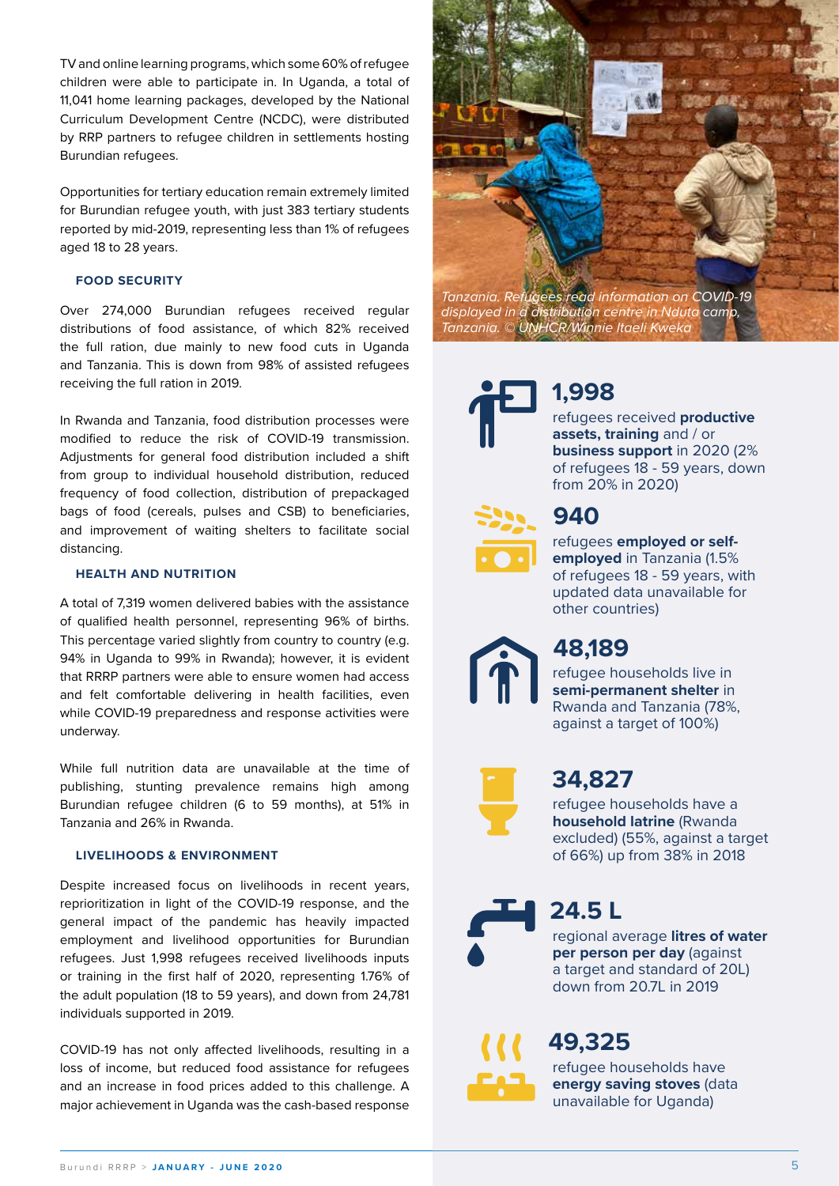TV and online learning programs, which some 60% of refugee children were able to participate in. In Uganda, a total of 11,041 home learning packages, developed by the National Curriculum Development Centre (NCDC), were distributed by RRP partners to refugee children in settlements hosting Burundian refugees.

Opportunities for tertiary education remain extremely limited for Burundian refugee youth, with just 383 tertiary students reported by mid-2019, representing less than 1% of refugees aged 18 to 28 years.

### FOOD SECURITY

Over 274,000 Burundian refugees received regular distributions of food assistance, of which 82% received the full ration, due mainly to new food cuts in Uganda and Tanzania. This is down from 98% of assisted refugees receiving the full ration in 2019.

In Rwanda and Tanzania, food distribution processes were modified to reduce the risk of COVID-19 transmission. Adjustments for general food distribution included a shift from group to individual household distribution, reduced frequency of food collection, distribution of prepackaged bags of food (cereals, pulses and CSB) to beneficiaries, and improvement of waiting shelters to facilitate social distancing.

### HEALTH AND NUTRITION

A total of 7,319 women delivered babies with the assistance of qualified health personnel, representing 96% of births. This percentage varied slightly from country to country (e.g. 94% in Uganda to 99% in Rwanda); however, it is evident that RRRP partners were able to ensure women had access and felt comfortable delivering in health facilities, even while COVID-19 preparedness and response activities were underway.

While full nutrition data are unavailable at the time of publishing, stunting prevalence remains high among Burundian refugee children (6 to 59 months), at 51% in Tanzania and 26% in Rwanda.

### LIVELIHOODS & ENVIRONMENT

Despite increased focus on livelihoods in recent years, reprioritization in light of the COVID-19 response, and the general impact of the pandemic has heavily impacted employment and livelihood opportunities for Burundian refugees. Just 1,998 refugees received livelihoods inputs or training in the first half of 2020, representing 1.76% of the adult population (18 to 59 years), and down from 24,781 individuals supported in 2019.

COVID-19 has not only affected livelihoods, resulting in a loss of income, but reduced food assistance for refugees and an increase in food prices added to this challenge. A major achievement in Uganda was the cash-based response

*Tanzania. Refugees read information on COVID-19 displayed in a distribution centre in Nduta camp, Tanzania. © UNHCR/Winnie Itaeli Kweka*

**1,998**
refugees received **productive assets, training** and / or **business support** in 2020 (2% of refugees 18 - 59 years, down from 20% in 2020)

**940**
refugees **employed or self-employed** in Tanzania (1.5% of refugees 18 - 59 years, with updated data unavailable for other countries)

**48,189**
refugee households live in **semi-permanent shelter** in Rwanda and Tanzania (78%, against a target of 100%)

**34,827**
refugee households have a **household latrine** (Rwanda excluded) (55%, against a target of 66%) up from 38% in 2018

**24.5 L**
regional average **litres of water per person per day** (against a target and standard of 20L) down from 20.7L in 2019

**49,325**
refugee households have **energy saving stoves** (data unavailable for Uganda)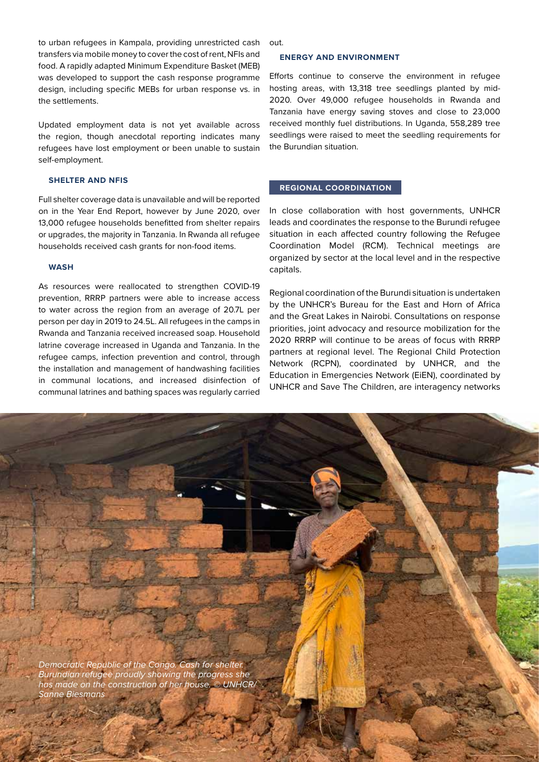to urban refugees in Kampala, providing unrestricted cash transfers via mobile money to cover the cost of rent, NFIs and food. A rapidly adapted Minimum Expenditure Basket (MEB) was developed to support the cash response programme design, including specific MEBs for urban response vs. in the settlements.

Updated employment data is not yet available across the region, though anecdotal reporting indicates many refugees have lost employment or been unable to sustain self-employment.

### SHELTER AND NFIS

Full shelter coverage data is unavailable and will be reported on in the Year End Report, however by June 2020, over 13,000 refugee households benefitted from shelter repairs or upgrades, the majority in Tanzania. In Rwanda all refugee households received cash grants for non-food items.

### WASH

As resources were reallocated to strengthen COVID-19 prevention, RRRP partners were able to increase access to water across the region from an average of 20.7L per person per day in 2019 to 24.5L. All refugees in the camps in Rwanda and Tanzania received increased soap. Household latrine coverage increased in Uganda and Tanzania. In the refugee camps, infection prevention and control, through the installation and management of handwashing facilities in communal locations, and increased disinfection of communal latrines and bathing spaces was regularly carried out.

### ENERGY AND ENVIRONMENT

Efforts continue to conserve the environment in refugee hosting areas, with 13,318 tree seedlings planted by mid-2020. Over 49,000 refugee households in Rwanda and Tanzania have energy saving stoves and close to 23,000 received monthly fuel distributions. In Uganda, 558,289 tree seedlings were raised to meet the seedling requirements for the Burundian situation.

## REGIONAL COORDINATION

In close collaboration with host governments, UNHCR leads and coordinates the response to the Burundi refugee situation in each affected country following the Refugee Coordination Model (RCM). Technical meetings are organized by sector at the local level and in the respective capitals.

Regional coordination of the Burundi situation is undertaken by the UNHCR's Bureau for the East and Horn of Africa and the Great Lakes in Nairobi. Consultations on response priorities, joint advocacy and resource mobilization for the 2020 RRRP will continue to be areas of focus with RRRP partners at regional level. The Regional Child Protection Network (RCPN), coordinated by UNHCR, and the Education in Emergencies Network (EiEN), coordinated by UNHCR and Save The Children, are interagency networks

*Democratic Republic of the Congo. Cash for shelter. Burundian refugee proudly showing the progress she has made on the construction of her house. © UNHCR/ Sanne Biesmans*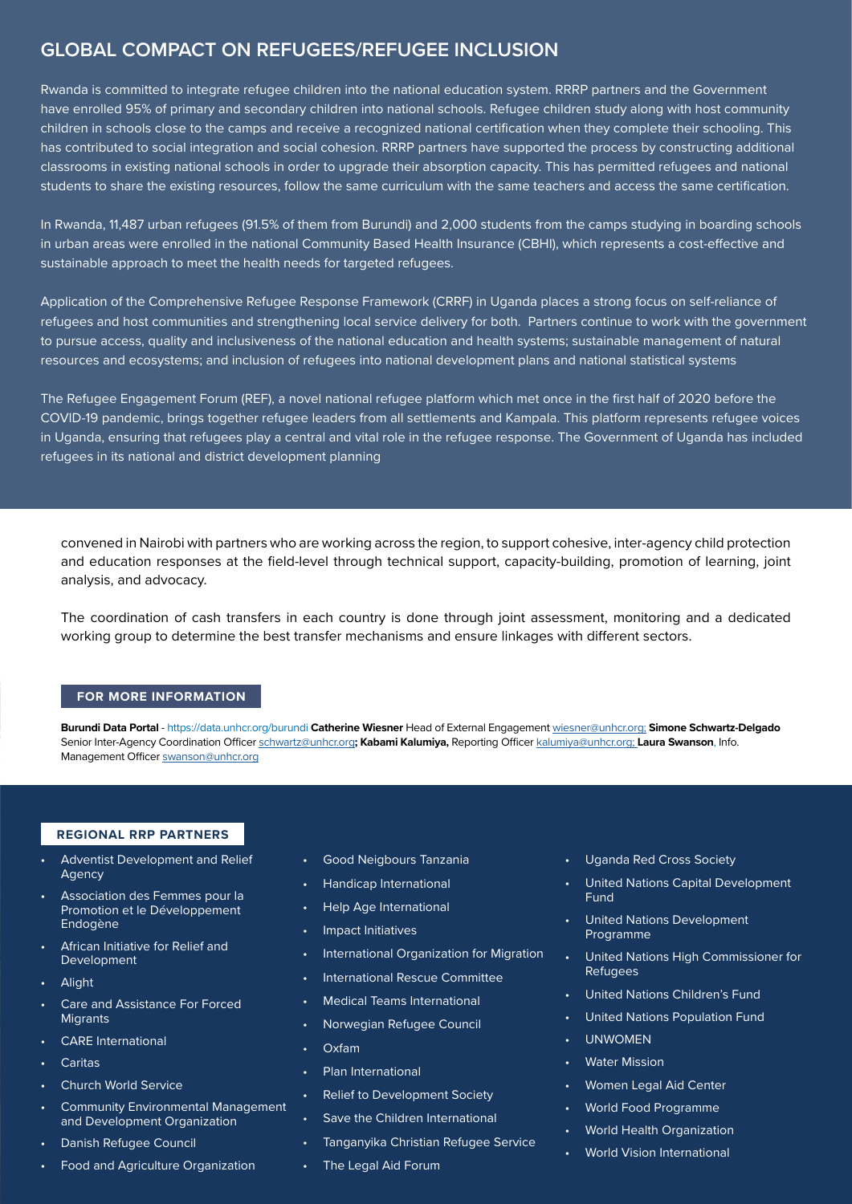## GLOBAL COMPACT ON REFUGEES/REFUGEE INCLUSION

Rwanda is committed to integrate refugee children into the national education system. RRRP partners and the Government have enrolled 95% of primary and secondary children into national schools. Refugee children study along with host community children in schools close to the camps and receive a recognized national certification when they complete their schooling. This has contributed to social integration and social cohesion. RRRP partners have supported the process by constructing additional classrooms in existing national schools in order to upgrade their absorption capacity. This has permitted refugees and national students to share the existing resources, follow the same curriculum with the same teachers and access the same certification.

In Rwanda, 11,487 urban refugees (91.5% of them from Burundi) and 2,000 students from the camps studying in boarding schools in urban areas were enrolled in the national Community Based Health Insurance (CBHI), which represents a cost-effective and sustainable approach to meet the health needs for targeted refugees.

Application of the Comprehensive Refugee Response Framework (CRRF) in Uganda places a strong focus on self-reliance of refugees and host communities and strengthening local service delivery for both. Partners continue to work with the government to pursue access, quality and inclusiveness of the national education and health systems; sustainable management of natural resources and ecosystems; and inclusion of refugees into national development plans and national statistical systems

The Refugee Engagement Forum (REF), a novel national refugee platform which met once in the first half of 2020 before the COVID-19 pandemic, brings together refugee leaders from all settlements and Kampala. This platform represents refugee voices in Uganda, ensuring that refugees play a central and vital role in the refugee response. The Government of Uganda has included refugees in its national and district development planning

convened in Nairobi with partners who are working across the region, to support cohesive, inter-agency child protection and education responses at the field-level through technical support, capacity-building, promotion of learning, joint analysis, and advocacy.

The coordination of cash transfers in each country is done through joint assessment, monitoring and a dedicated working group to determine the best transfer mechanisms and ensure linkages with different sectors.

### FOR MORE INFORMATION

**Burundi Data Portal** - https://data.unhcr.org/burundi **Catherine Wiesner** Head of External Engagement wiesner@unhcr.org; **Simone Schwartz-Delgado** Senior Inter-Agency Coordination Officer schwartz@unhcr.org**; Kabami Kalumiya,** Reporting Officer kalumiya@unhcr.org; **Laura Swanson**, Info. Management Officer swanson@unhcr.org

### REGIONAL RRP PARTNERS

- Adventist Development and Relief Agency
- Association des Femmes pour la Promotion et le Développement Endogène
- African Initiative for Relief and Development
- Alight
- Care and Assistance For Forced Migrants
- CARE International
- Caritas
- Church World Service
- Community Environmental Management and Development Organization
- Danish Refugee Council
- Food and Agriculture Organization
- Good Neigbours Tanzania
- Handicap International
- Help Age International
- Impact Initiatives
- International Organization for Migration
- International Rescue Committee
- Medical Teams International
- Norwegian Refugee Council
- Oxfam
- Plan International
- Relief to Development Society
- Save the Children International
- Tanganyika Christian Refugee Service
- The Legal Aid Forum
- Uganda Red Cross Society
- United Nations Capital Development Fund
- United Nations Development Programme
- United Nations High Commissioner for Refugees
- United Nations Children's Fund
- United Nations Population Fund
- UNWOMEN
- Water Mission
- Women Legal Aid Center
- World Food Programme
- World Health Organization
- World Vision International